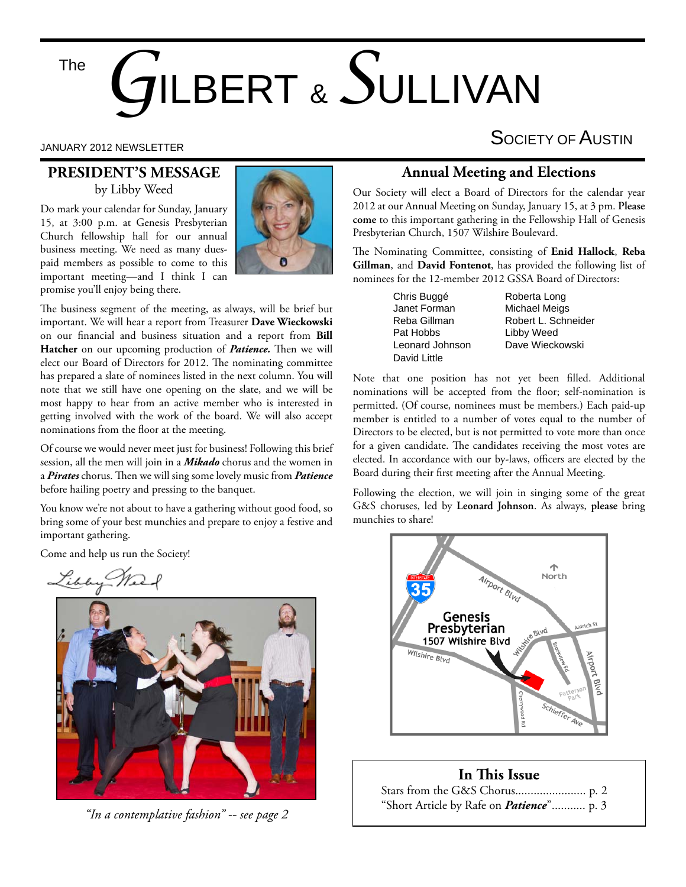# The GILBERT & SULLIVAN SOCIETY OF AUSTIN

JANUARY 2012 NEWSLETTER

## PRESIDENT'S MESSAGE

by Libby Weed

Do mark your calendar for Sunday, January 15, at 3:00 p.m. at Genesis Presbyterian Church fellowship hall for our annual business meeting. We need as many dues-paid members as possible to come to this important meeting—and I think I can promise you'll enjoy being there.

The business segment of the meeting, as always, will be brief but important. We will hear a report from Treasurer **Dave Wieckowski** on our financial and business situation and a report from **Bill Hatcher** on our upcoming production of ***Patience.*** Then we will elect our Board of Directors for 2012. The nominating committee has prepared a slate of nominees listed in the next column. You will note that we still have one opening on the slate, and we will be most happy to hear from an active member who is interested in getting involved with the work of the board. We will also accept nominations from the floor at the meeting.

Of course we would never meet just for business! Following this brief session, all the men will join in a ***Mikado*** chorus and the women in a ***Pirates*** chorus. Then we will sing some lovely music from ***Patience*** before hailing poetry and pressing to the banquet.

You know we're not about to have a gathering without good food, so bring some of your best munchies and prepare to enjoy a festive and important gathering.

Come and help us run the Society!

Libby Weed

*"In a contemplative fashion" -- see page 2*

## Annual Meeting and Elections

Our Society will elect a Board of Directors for the calendar year 2012 at our Annual Meeting on Sunday, January 15, at 3 pm. **Please come** to this important gathering in the Fellowship Hall of Genesis Presbyterian Church, 1507 Wilshire Boulevard.

The Nominating Committee, consisting of **Enid Hallock**, **Reba Gillman**, and **David Fontenot**, has provided the following list of nominees for the 12-member 2012 GSSA Board of Directors:

- Chris Buggé
- Janet Forman
- Reba Gillman
- Pat Hobbs
- Leonard Johnson
- David Little
- Roberta Long
- Michael Meigs
- Robert L. Schneider
- Libby Weed
- Dave Wieckowski

Note that one position has not yet been filled. Additional nominations will be accepted from the floor; self-nomination is permitted. (Of course, nominees must be members.) Each paid-up member is entitled to a number of votes equal to the number of Directors to be elected, but is not permitted to vote more than once for a given candidate. The candidates receiving the most votes are elected. In accordance with our by-laws, officers are elected by the Board during their first meeting after the Annual Meeting.

Following the election, we will join in singing some of the great G&S choruses, led by **Leonard Johnson**. As always, **please** bring munchies to share!

### In This Issue

Stars from the G&S Chorus....................... p. 2
"Short Article by Rafe on ***Patience***"........... p. 3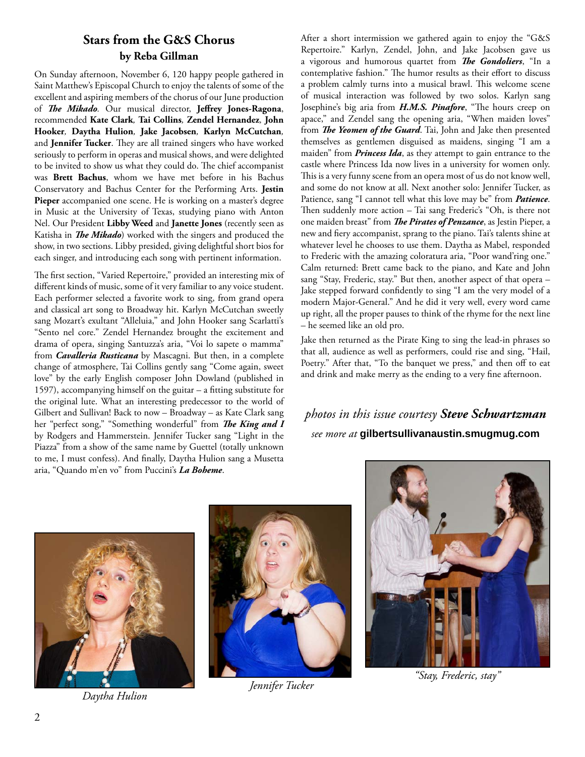## Stars from the G&S Chorus

### by Reba Gillman

On Sunday afternoon, November 6, 120 happy people gathered in Saint Matthew's Episcopal Church to enjoy the talents of some of the excellent and aspiring members of the chorus of our June production of ***The Mikado***. Our musical director, **Jeffrey Jones-Ragona**, recommended **Kate Clark**, **Tai Collins**, **Zendel Hernandez**, **John Hooker**, **Daytha Hulion**, **Jake Jacobsen**, **Karlyn McCutchan**, and **Jennifer Tucker**. They are all trained singers who have worked seriously to perform in operas and musical shows, and were delighted to be invited to show us what they could do. The chief accompanist was **Brett Bachus**, whom we have met before in his Bachus Conservatory and Bachus Center for the Performing Arts. **Jestin Pieper** accompanied one scene. He is working on a master's degree in Music at the University of Texas, studying piano with Anton Nel. Our President **Libby Weed** and **Janette Jones** (recently seen as Katisha in ***The Mikado***) worked with the singers and produced the show, in two sections. Libby presided, giving delightful short bios for each singer, and introducing each song with pertinent information.

The first section, "Varied Repertoire," provided an interesting mix of different kinds of music, some of it very familiar to any voice student. Each performer selected a favorite work to sing, from grand opera and classical art song to Broadway hit. Karlyn McCutchan sweetly sang Mozart's exultant "Alleluia," and John Hooker sang Scarlatti's "Sento nel core." Zendel Hernandez brought the excitement and drama of opera, singing Santuzza's aria, "Voi lo sapete o mamma" from ***Cavalleria Rusticana*** by Mascagni. But then, in a complete change of atmosphere, Tai Collins gently sang "Come again, sweet love" by the early English composer John Dowland (published in 1597), accompanying himself on the guitar – a fitting substitute for the original lute. What an interesting predecessor to the world of Gilbert and Sullivan! Back to now – Broadway – as Kate Clark sang her "perfect song," "Something wonderful" from ***The King and I*** by Rodgers and Hammerstein. Jennifer Tucker sang "Light in the Piazza" from a show of the same name by Guettel (totally unknown to me, I must confess). And finally, Daytha Hulion sang a Musetta aria, "Quando m'en vo" from Puccini's ***La Boheme***.

After a short intermission we gathered again to enjoy the "G&S Repertoire." Karlyn, Zendel, John, and Jake Jacobsen gave us a vigorous and humorous quartet from ***The Gondoliers***, "In a contemplative fashion." The humor results as their effort to discuss a problem calmly turns into a musical brawl. This welcome scene of musical interaction was followed by two solos. Karlyn sang Josephine's big aria from ***H.M.S. Pinafore***, "The hours creep on apace," and Zendel sang the opening aria, "When maiden loves" from ***The Yeomen of the Guard***. Tai, John and Jake then presented themselves as gentlemen disguised as maidens, singing "I am a maiden" from ***Princess Ida***, as they attempt to gain entrance to the castle where Princess Ida now lives in a university for women only. This is a very funny scene from an opera most of us do not know well, and some do not know at all. Next another solo: Jennifer Tucker, as Patience, sang "I cannot tell what this love may be" from ***Patience***. Then suddenly more action – Tai sang Frederic's "Oh, is there not one maiden breast" from ***The Pirates of Penzance***, as Jestin Pieper, a new and fiery accompanist, sprang to the piano. Tai's talents shine at whatever level he chooses to use them. Daytha as Mabel, responded to Frederic with the amazing coloratura aria, "Poor wand'ring one." Calm returned: Brett came back to the piano, and Kate and John sang "Stay, Frederic, stay." But then, another aspect of that opera – Jake stepped forward confidently to sing "I am the very model of a modern Major-General." And he did it very well, every word came up right, all the proper pauses to think of the rhyme for the next line – he seemed like an old pro.

Jake then returned as the Pirate King to sing the lead-in phrases so that all, audience as well as performers, could rise and sing, "Hail, Poetry." After that, "To the banquet we press," and then off to eat and drink and make merry as the ending to a very fine afternoon.

*photos in this issue courtesy* ***Steve Schwartzman***

*see more at* **gilbertsullivanaustin.smugmug.com**

*Daytha Hulion*

*Jennifer Tucker*

*"Stay, Frederic, stay"*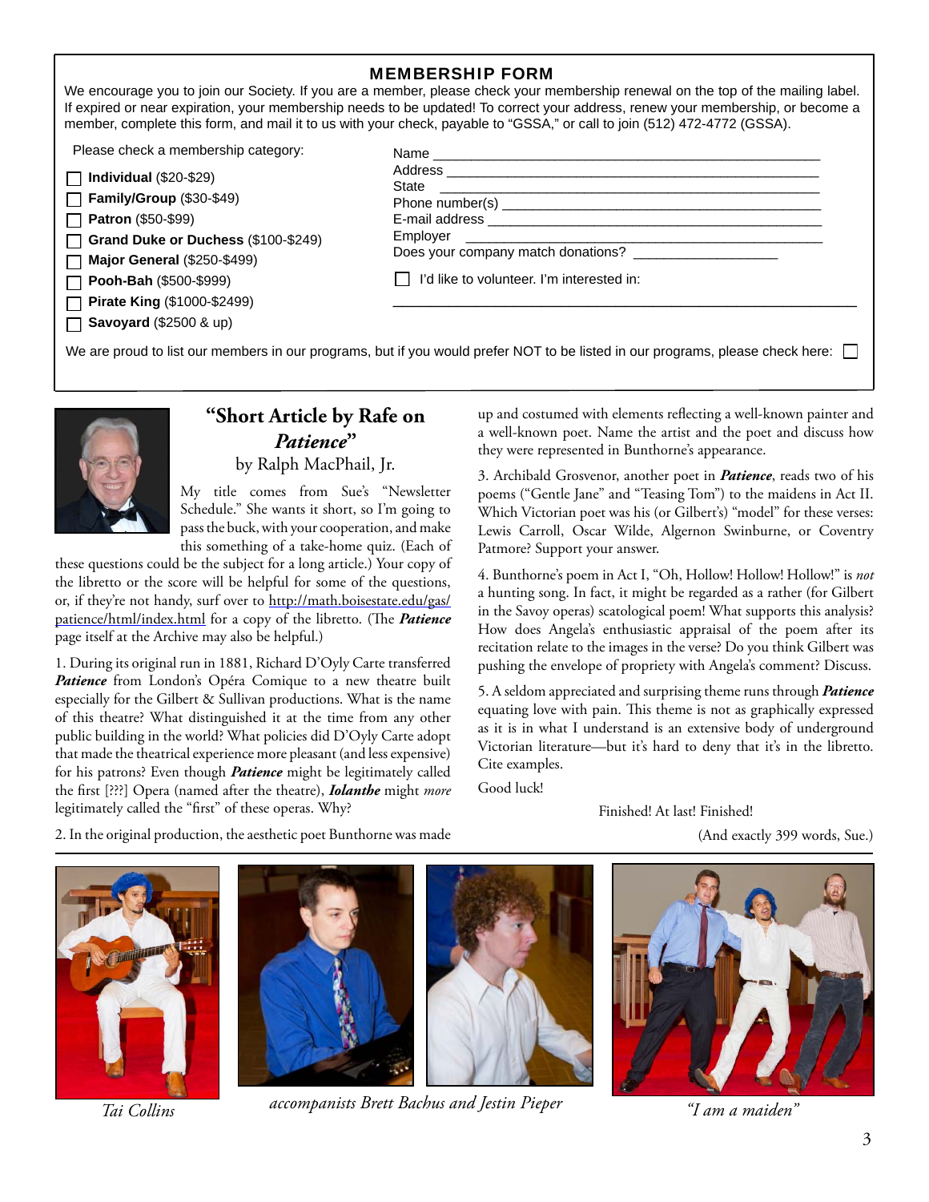## MEMBERSHIP FORM

We encourage you to join our Society. If you are a member, please check your membership renewal on the top of the mailing label. If expired or near expiration, your membership needs to be updated! To correct your address, renew your membership, or become a member, complete this form, and mail it to us with your check, payable to "GSSA," or call to join (512) 472-4772 (GSSA).

Please check a membership category:

- ☐ **Individual** ($20-$29)
- ☐ **Family/Group** ($30-$49)
- ☐ **Patron** ($50-$99)
- ☐ **Grand Duke or Duchess** ($100-$249)
- ☐ **Major General** ($250-$499)
- ☐ **Pooh-Bah** ($500-$999)
- ☐ **Pirate King** ($1000-$2499)
- ☐ **Savoyard** ($2500 & up)

Name ____________________________________________

Address __________________________________________

State ____________________________________________

Phone number(s) __________________________________

E-mail address ____________________________________

Employer ________________________________________

Does your company match donations? ________________

☐ I'd like to volunteer. I'm interested in:

______________________________________________________

We are proud to list our members in our programs, but if you would prefer NOT to be listed in our programs, please check here: ☐

## "Short Article by Rafe on *Patience*"

by Ralph MacPhail, Jr.

My title comes from Sue's "Newsletter Schedule." She wants it short, so I'm going to pass the buck, with your cooperation, and make this something of a take-home quiz. (Each of these questions could be the subject for a long article.) Your copy of the libretto or the score will be helpful for some of the questions, or, if they're not handy, surf over to http://math.boisestate.edu/gas/patience/html/index.html for a copy of the libretto. (The ***Patience*** page itself at the Archive may also be helpful.)

1. During its original run in 1881, Richard D'Oyly Carte transferred ***Patience*** from London's Opéra Comique to a new theatre built especially for the Gilbert & Sullivan productions. What is the name of this theatre? What distinguished it at the time from any other public building in the world? What policies did D'Oyly Carte adopt that made the theatrical experience more pleasant (and less expensive) for his patrons? Even though ***Patience*** might be legitimately called the first [???] Opera (named after the theatre), ***Iolanthe*** might *more* legitimately called the "first" of these operas. Why?

2. In the original production, the aesthetic poet Bunthorne was made up and costumed with elements reflecting a well-known painter and a well-known poet. Name the artist and the poet and discuss how they were represented in Bunthorne's appearance.

3. Archibald Grosvenor, another poet in ***Patience***, reads two of his poems ("Gentle Jane" and "Teasing Tom") to the maidens in Act II. Which Victorian poet was his (or Gilbert's) "model" for these verses: Lewis Carroll, Oscar Wilde, Algernon Swinburne, or Coventry Patmore? Support your answer.

4. Bunthorne's poem in Act I, "Oh, Hollow! Hollow! Hollow!" is *not* a hunting song. In fact, it might be regarded as a rather (for Gilbert in the Savoy operas) scatological poem! What supports this analysis? How does Angela's enthusiastic appraisal of the poem after its recitation relate to the images in the verse? Do you think Gilbert was pushing the envelope of propriety with Angela's comment? Discuss.

5. A seldom appreciated and surprising theme runs through ***Patience*** equating love with pain. This theme is not as graphically expressed as it is in what I understand is an extensive body of underground Victorian literature—but it's hard to deny that it's in the libretto. Cite examples.

Good luck!

Finished! At last! Finished!

(And exactly 399 words, Sue.)

*Tai Collins*

*accompanists Brett Bachus and Jestin Pieper*

*"I am a maiden"*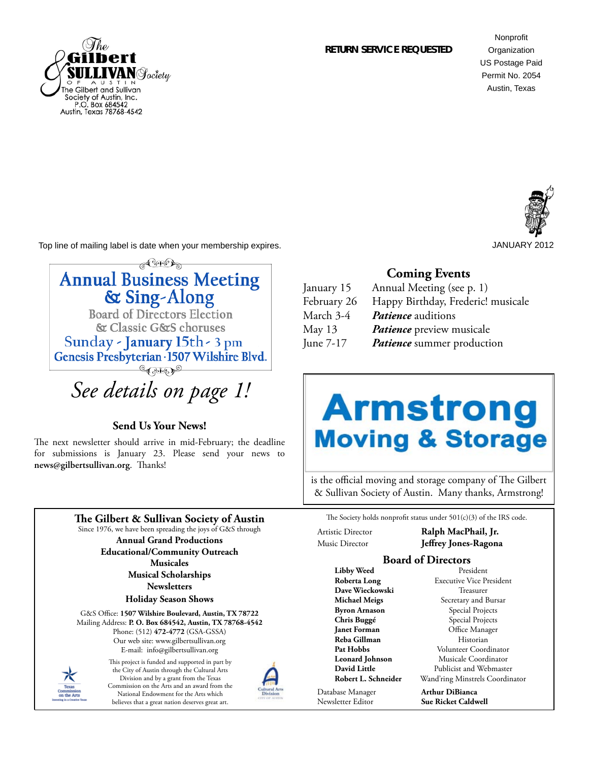The Gilbert & Sullivan Society of Austin
The Gilbert and Sullivan Society of Austin, Inc.
P.O. Box 684542
Austin, Texas 78768-4542

**RETURN SERVICE REQUESTED**

Nonprofit Organization
US Postage Paid
Permit No. 2054
Austin, Texas

Top line of mailing label is date when your membership expires.

JANUARY 2012

## Annual Business Meeting & Sing-Along

Board of Directors Election
& Classic G&S choruses
Sunday - **January 15th** - 3 pm
**Genesis Presbyterian · 1507 Wilshire Blvd.**

*See details on page 1!*

### Coming Events

| | |
|---|---|
| January 15 | Annual Meeting (see p. 1) |
| February 26 | Happy Birthday, Frederic! musicale |
| March 3-4 | ***Patience*** auditions |
| May 13 | ***Patience*** preview musicale |
| June 7-17 | ***Patience*** summer production |

### Send Us Your News!

The next newsletter should arrive in mid-February; the deadline for submissions is January 23. Please send your news to **news@gilbertsullivan.org**. Thanks!

**Armstrong Moving & Storage**

is the official moving and storage company of The Gilbert & Sullivan Society of Austin. Many thanks, Armstrong!

### The Gilbert & Sullivan Society of Austin

Since 1976, we have been spreading the joys of G&S through

**Annual Grand Productions**
**Educational/Community Outreach**
**Musicales**
**Musical Scholarships**
**Newsletters**
**Holiday Season Shows**

G&S Office: **1507 Wilshire Boulevard, Austin, TX 78722**
Mailing Address: **P. O. Box 684542, Austin, TX 78768-4542**
Phone: (512) **472-4772** (GSA-GSSA)
Our web site: www.gilbertsullivan.org
E-mail: info@gilbertsullivan.org

This project is funded and supported in part by the City of Austin through the Cultural Arts Division and by a grant from the Texas Commission on the Arts and an award from the National Endowment for the Arts which believes that a great nation deserves great art.

Texas Commission on the Arts — Investing in a Creative Texas
Cultural Arts Division — City of Austin

The Society holds nonprofit status under 501(c)(3) of the IRS code.

| | |
|---|---|
| Artistic Director | **Ralph MacPhail, Jr.** |
| Music Director | **Jeffrey Jones-Ragona** |

### Board of Directors

| | |
|---|---|
| **Libby Weed** | President |
| **Roberta Long** | Executive Vice President |
| **Dave Wieckowski** | Treasurer |
| **Michael Meigs** | Secretary and Bursar |
| **Byron Arnason** | Special Projects |
| **Chris Buggé** | Special Projects |
| **Janet Forman** | Office Manager |
| **Reba Gillman** | Historian |
| **Pat Hobbs** | Volunteer Coordinator |
| **Leonard Johnson** | Musicale Coordinator |
| **David Little** | Publicist and Webmaster |
| **Robert L. Schneider** | Wand'ring Minstrels Coordinator |

| | |
|---|---|
| Database Manager | **Arthur DiBianca** |
| Newsletter Editor | **Sue Ricket Caldwell** |